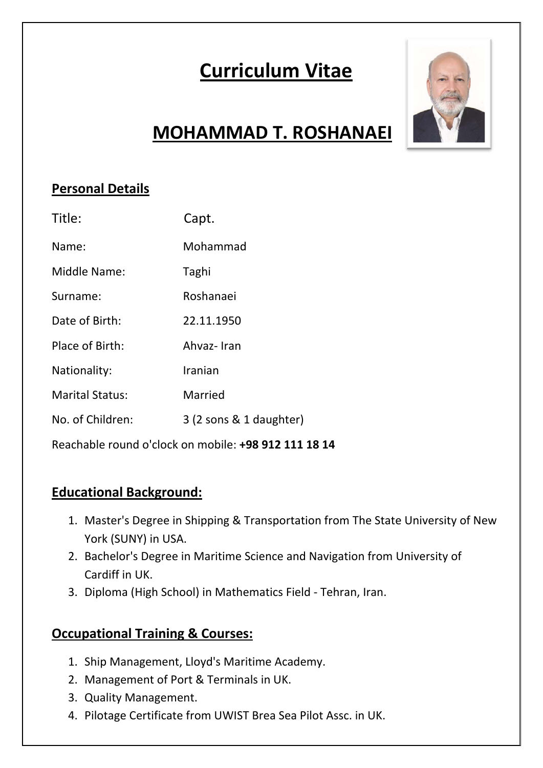# Curriculum Vitae

# MOHAMMAD T. ROSHANAEI

## Personal Details

| | |
|---|---|
| Title: | Capt. |
| Name: | Mohammad |
| Middle Name: | Taghi |
| Surname: | Roshanaei |
| Date of Birth: | 22.11.1950 |
| Place of Birth: | Ahvaz- Iran |
| Nationality: | Iranian |
| Marital Status: | Married |
| No. of Children: | 3 (2 sons & 1 daughter) |

Reachable round o'clock on mobile: **+98 912 111 18 14**

## Educational Background:

1. Master's Degree in Shipping & Transportation from The State University of New York (SUNY) in USA.
2. Bachelor's Degree in Maritime Science and Navigation from University of Cardiff in UK.
3. Diploma (High School) in Mathematics Field - Tehran, Iran.

## Occupational Training & Courses:

1. Ship Management, Lloyd's Maritime Academy.
2. Management of Port & Terminals in UK.
3. Quality Management.
4. Pilotage Certificate from UWIST Brea Sea Pilot Assc. in UK.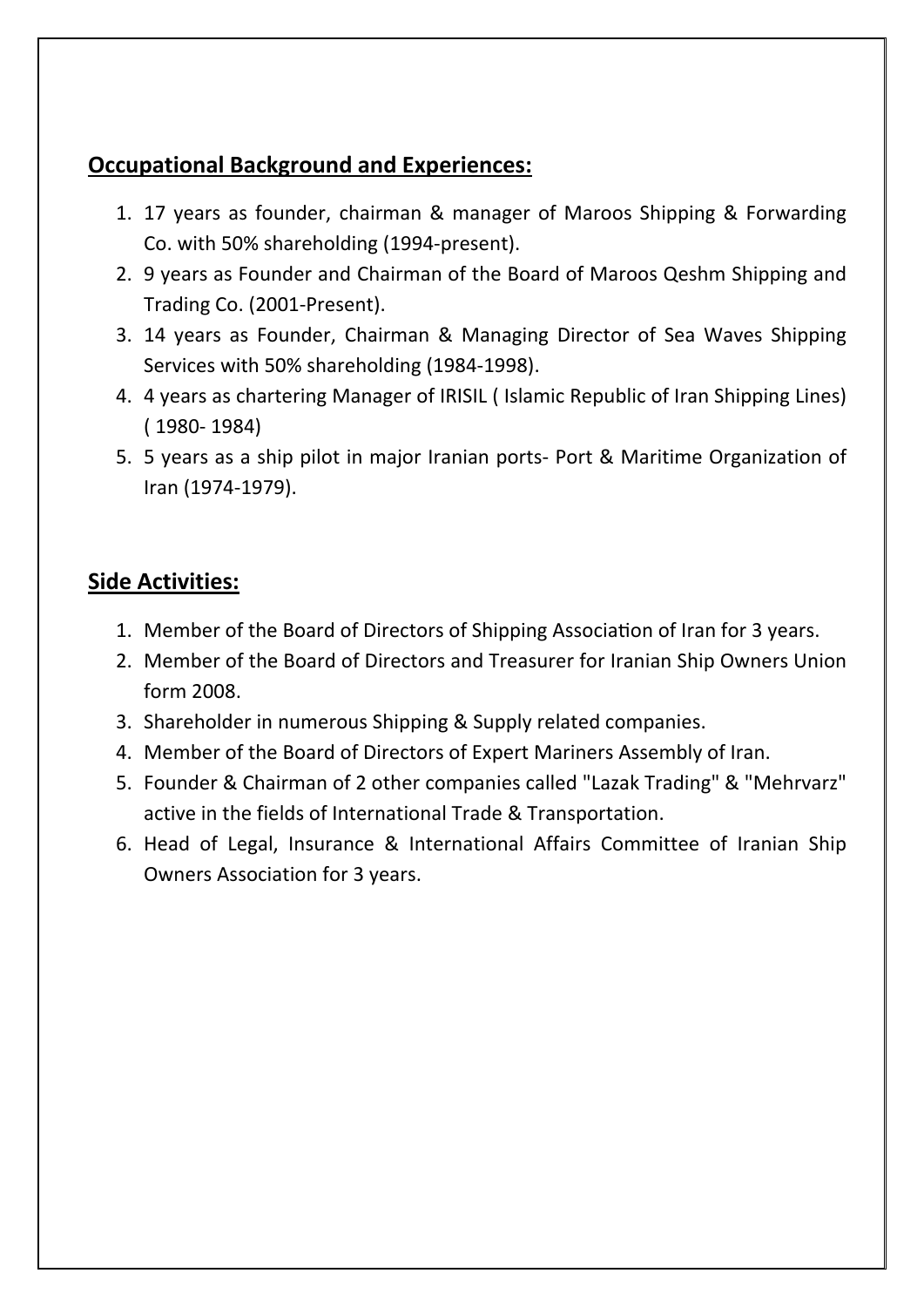## **Occupational Background and Experiences:**

1. 17 years as founder, chairman & manager of Maroos Shipping & Forwarding Co. with 50% shareholding (1994-present).
2. 9 years as Founder and Chairman of the Board of Maroos Qeshm Shipping and Trading Co. (2001-Present).
3. 14 years as Founder, Chairman & Managing Director of Sea Waves Shipping Services with 50% shareholding (1984-1998).
4. 4 years as chartering Manager of IRISIL ( Islamic Republic of Iran Shipping Lines) ( 1980- 1984)
5. 5 years as a ship pilot in major Iranian ports- Port & Maritime Organization of Iran (1974-1979).

## **Side Activities:**

1. Member of the Board of Directors of Shipping Association of Iran for 3 years.
2. Member of the Board of Directors and Treasurer for Iranian Ship Owners Union form 2008.
3. Shareholder in numerous Shipping & Supply related companies.
4. Member of the Board of Directors of Expert Mariners Assembly of Iran.
5. Founder & Chairman of 2 other companies called "Lazak Trading" & "Mehrvarz" active in the fields of International Trade & Transportation.
6. Head of Legal, Insurance & International Affairs Committee of Iranian Ship Owners Association for 3 years.